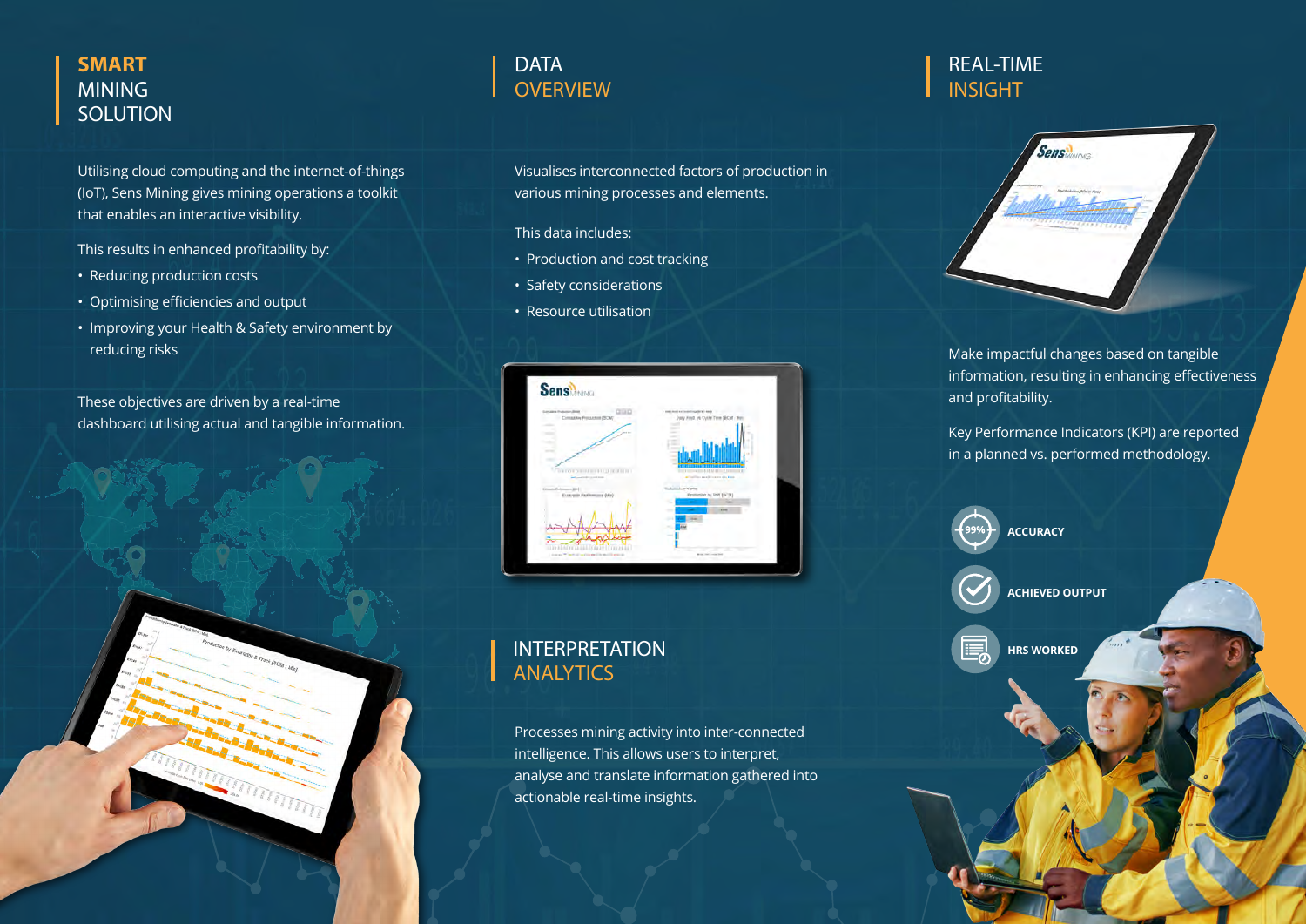## SMART MINING SOLUTION

Utilising cloud computing and the internet-of-things (IoT), Sens Mining gives mining operations a toolkit that enables an interactive visibility.

This results in enhanced profitability by:

- Reducing production costs
- Optimising efficiencies and output
- Improving your Health & Safety environment by reducing risks

These objectives are driven by a real-time dashboard utilising actual and tangible information.

## DATA OVERVIEW

Visualises interconnected factors of production in various mining processes and elements.

This data includes:

- Production and cost tracking
- Safety considerations
- Resource utilisation

## INTERPRETATION ANALYTICS

Processes mining activity into inter-connected intelligence. This allows users to interpret, analyse and translate information gathered into actionable real-time insights.

## REAL-TIME INSIGHT

Make impactful changes based on tangible information, resulting in enhancing effectiveness and profitability.

Key Performance Indicators (KPI) are reported in a planned vs. performed methodology.

- 99% ACCURACY
- ACHIEVED OUTPUT
- HRS WORKED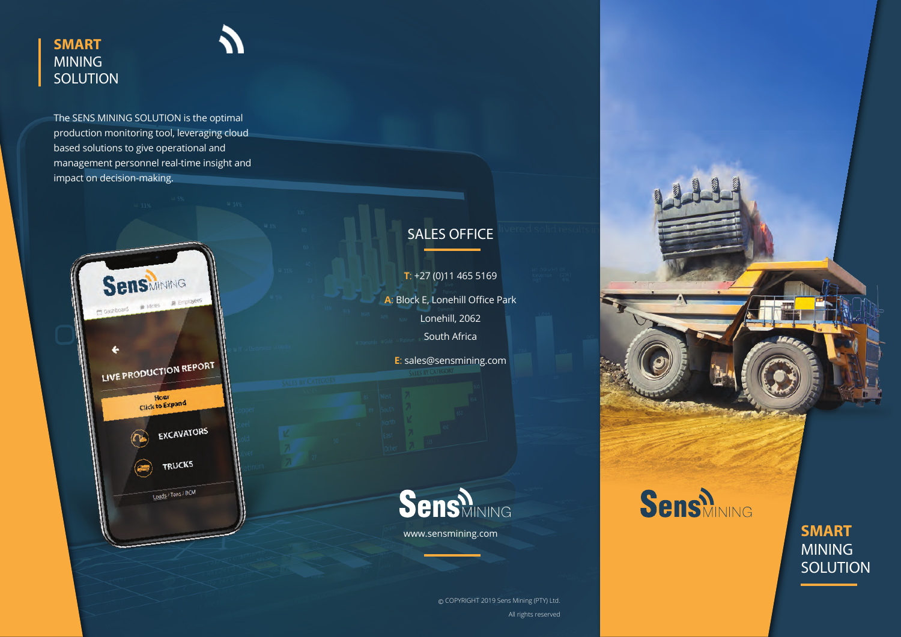**SMART**
MINING
SOLUTION

The SENS MINING SOLUTION is the optimal production monitoring tool, leveraging cloud based solutions to give operational and management personnel real-time insight and impact on decision-making.

## SALES OFFICE

**T**: +27 (0)11 465 5169

**A**: Block E, Lonehill Office Park
Lonehill, 2062
South Africa

**E**: sales@sensmining.com

Sens MINING

www.sensmining.com

© COPYRIGHT 2019 Sens Mining (PTY) Ltd.
All rights reserved

Sens MINING

**SMART**
MINING
SOLUTION